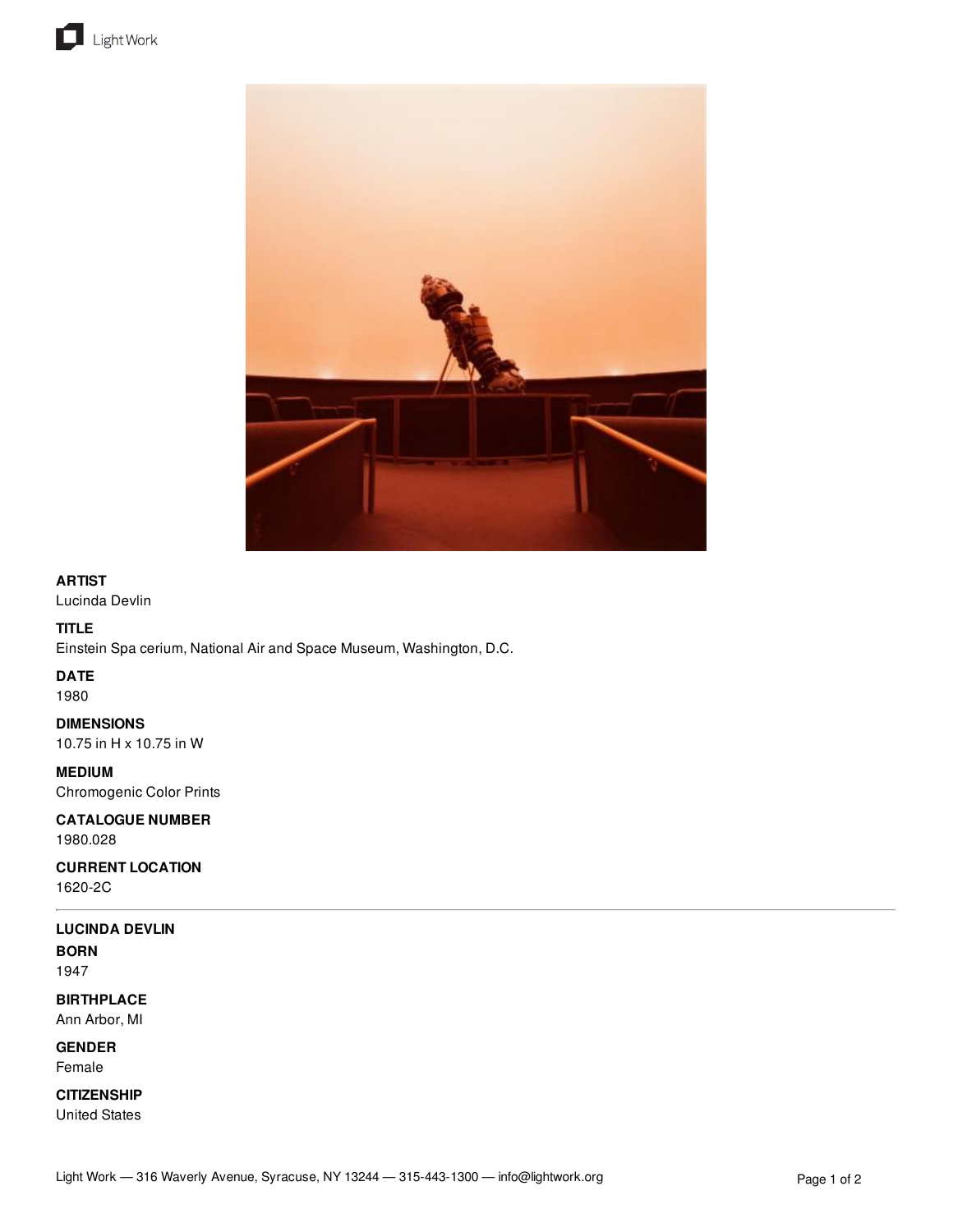**ARTIST**
Lucinda Devlin

**TITLE**
Einstein Spa cerium, National Air and Space Museum, Washington, D.C.

**DATE**
1980

**DIMENSIONS**
10.75 in H x 10.75 in W

**MEDIUM**
Chromogenic Color Prints

**CATALOGUE NUMBER**
1980.028

**CURRENT LOCATION**
1620-2C

---

**LUCINDA DEVLIN**

**BORN**
1947

**BIRTHPLACE**
Ann Arbor, MI

**GENDER**
Female

**CITIZENSHIP**
United States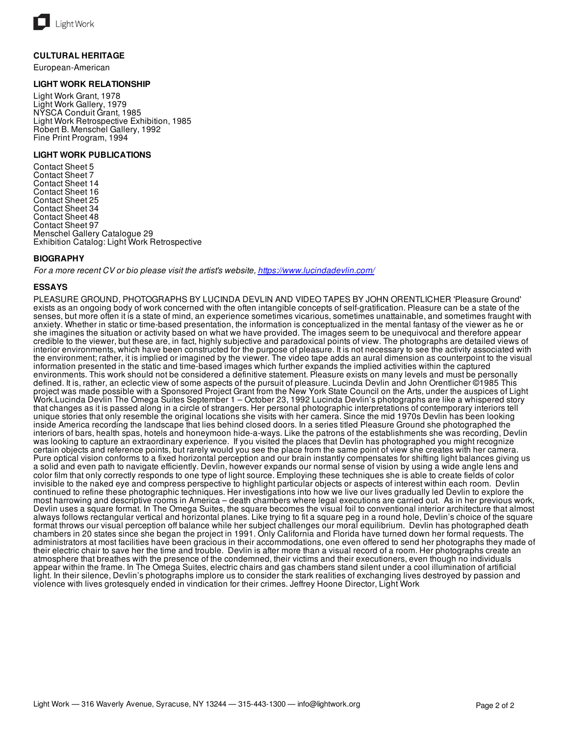## CULTURAL HERITAGE

European-American

## LIGHT WORK RELATIONSHIP

Light Work Grant, 1978
Light Work Gallery, 1979
NYSCA Conduit Grant, 1985
Light Work Retrospective Exhibition, 1985
Robert B. Menschel Gallery, 1992
Fine Print Program, 1994

## LIGHT WORK PUBLICATIONS

Contact Sheet 5
Contact Sheet 7
Contact Sheet 14
Contact Sheet 16
Contact Sheet 25
Contact Sheet 34
Contact Sheet 48
Contact Sheet 97
Menschel Gallery Catalogue 29
Exhibition Catalog: Light Work Retrospective

## BIOGRAPHY

*For a more recent CV or bio please visit the artist's website, https://www.lucindadevlin.com/*

## ESSAYS

PLEASURE GROUND, PHOTOGRAPHS BY LUCINDA DEVLIN AND VIDEO TAPES BY JOHN ORENTLICHER 'Pleasure Ground' exists as an ongoing body of work concerned with the often intangible concepts of self-gratification. Pleasure can be a state of the senses, but more often it is a state of mind, an experience sometimes vicarious, sometimes unattainable, and sometimes fraught with anxiety. Whether in static or time-based presentation, the information is conceptualized in the mental fantasy of the viewer as he or she imagines the situation or activity based on what we have provided. The images seem to be unequivocal and therefore appear credible to the viewer, but these are, in fact, highly subjective and paradoxical points of view. The photographs are detailed views of interior environments, which have been constructed for the purpose of pleasure. It is not necessary to see the activity associated with the environment; rather, it is implied or imagined by the viewer. The video tape adds an aural dimension as counterpoint to the visual information presented in the static and time-based images which further expands the implied activities within the captured environments. This work should not be considered a definitive statement. Pleasure exists on many levels and must be personally defined. It is, rather, an eclectic view of some aspects of the pursuit of pleasure. Lucinda Devlin and John Orentlicher ©1985 This project was made possible with a Sponsored Project Grant from the New York State Council on the Arts, under the auspices of Light Work.Lucinda Devlin The Omega Suites September 1 – October 23, 1992 Lucinda Devlin's photographs are like a whispered story that changes as it is passed along in a circle of strangers. Her personal photographic interpretations of contemporary interiors tell unique stories that only resemble the original locations she visits with her camera. Since the mid 1970s Devlin has been looking inside America recording the landscape that lies behind closed doors. In a series titled Pleasure Ground she photographed the interiors of bars, health spas, hotels and honeymoon hide-a-ways. Like the patrons of the establishments she was recording, Devlin was looking to capture an extraordinary experience. If you visited the places that Devlin has photographed you might recognize certain objects and reference points, but rarely would you see the place from the same point of view she creates with her camera. Pure optical vision conforms to a fixed horizontal perception and our brain instantly compensates for shifting light balances giving us a solid and even path to navigate efficiently. Devlin, however expands our normal sense of vision by using a wide angle lens and color film that only correctly responds to one type of light source. Employing these techniques she is able to create fields of color invisible to the naked eye and compress perspective to highlight particular objects or aspects of interest within each room. Devlin continued to refine these photographic techniques. Her investigations into how we live our lives gradually led Devlin to explore the most harrowing and descriptive rooms in America – death chambers where legal executions are carried out. As in her previous work, Devlin uses a square format. In The Omega Suites, the square becomes the visual foil to conventional interior architecture that almost always follows rectangular vertical and horizontal planes. Like trying to fit a square peg in a round hole, Devlin's choice of the square format throws our visual perception off balance while her subject challenges our moral equilibrium. Devlin has photographed death chambers in 20 states since she began the project in 1991. Only California and Florida have turned down her formal requests. The administrators at most facilities have been gracious in their accommodations, one even offered to send her photographs they made of their electric chair to save her the time and trouble. Devlin is after more than a visual record of a room. Her photographs create an atmosphere that breathes with the presence of the condemned, their victims and their executioners, even though no individuals appear within the frame. In The Omega Suites, electric chairs and gas chambers stand silent under a cool illumination of artificial light. In their silence, Devlin's photographs implore us to consider the stark realities of exchanging lives destroyed by passion and violence with lives grotesquely ended in vindication for their crimes. Jeffrey Hoone Director, Light Work